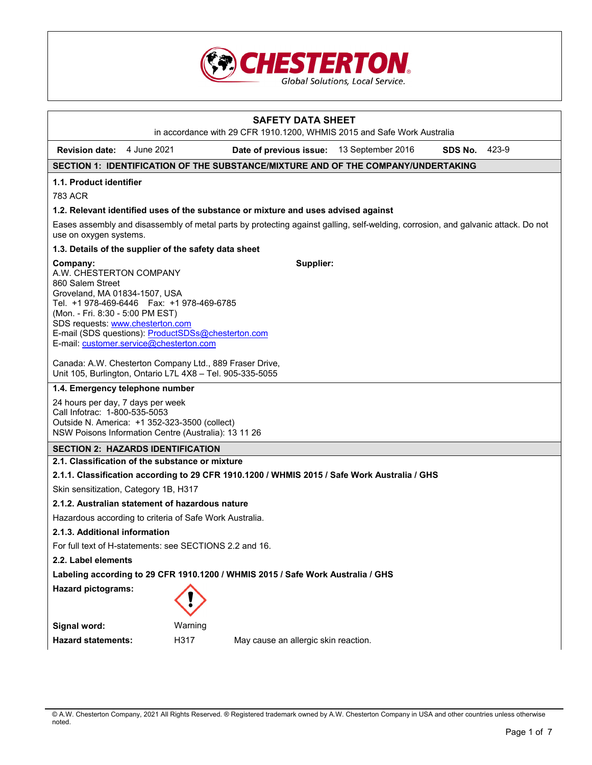CHESTERTON
Global Solutions, Local Service.

# SAFETY DATA SHEET

in accordance with 29 CFR 1910.1200, WHMIS 2015 and Safe Work Australia

**Revision date:** 4 June 2021 **Date of previous issue:** 13 September 2016 **SDS No.** 423-9

## SECTION 1: IDENTIFICATION OF THE SUBSTANCE/MIXTURE AND OF THE COMPANY/UNDERTAKING

### 1.1. Product identifier

783 ACR

### 1.2. Relevant identified uses of the substance or mixture and uses advised against

Eases assembly and disassembly of metal parts by protecting against galling, self-welding, corrosion, and galvanic attack. Do not use on oxygen systems.

### 1.3. Details of the supplier of the safety data sheet

**Company:**
A.W. CHESTERTON COMPANY
860 Salem Street
Groveland, MA 01834-1507, USA
Tel. +1 978-469-6446 Fax: +1 978-469-6785
(Mon. - Fri. 8:30 - 5:00 PM EST)
SDS requests: www.chesterton.com
E-mail (SDS questions): ProductSDSs@chesterton.com
E-mail: customer.service@chesterton.com

Canada: A.W. Chesterton Company Ltd., 889 Fraser Drive, Unit 105, Burlington, Ontario L7L 4X8 – Tel. 905-335-5055

**Supplier:**

### 1.4. Emergency telephone number

24 hours per day, 7 days per week
Call Infotrac: 1-800-535-5053
Outside N. America: +1 352-323-3500 (collect)
NSW Poisons Information Centre (Australia): 13 11 26

## SECTION 2: HAZARDS IDENTIFICATION

### 2.1. Classification of the substance or mixture

#### 2.1.1. Classification according to 29 CFR 1910.1200 / WHMIS 2015 / Safe Work Australia / GHS

Skin sensitization, Category 1B, H317

#### 2.1.2. Australian statement of hazardous nature

Hazardous according to criteria of Safe Work Australia.

#### 2.1.3. Additional information

For full text of H-statements: see SECTIONS 2.2 and 16.

### 2.2. Label elements

**Labeling according to 29 CFR 1910.1200 / WHMIS 2015 / Safe Work Australia / GHS**

**Hazard pictograms:**

**Signal word:** Warning

**Hazard statements:** H317 May cause an allergic skin reaction.

© A.W. Chesterton Company, 2021 All Rights Reserved. ® Registered trademark owned by A.W. Chesterton Company in USA and other countries unless otherwise noted.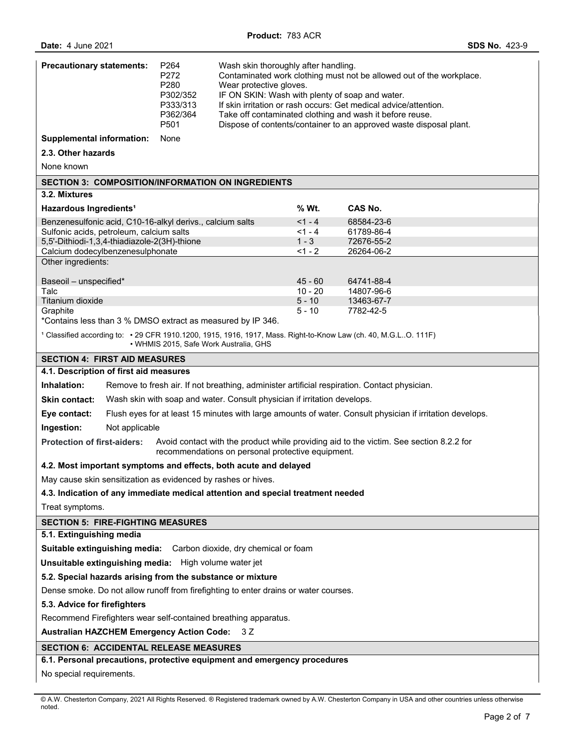**Precautionary statements:**

| | |
|---|---|
| P264 | Wash skin thoroughly after handling. |
| P272 | Contaminated work clothing must not be allowed out of the workplace. |
| P280 | Wear protective gloves. |
| P302/352 | IF ON SKIN: Wash with plenty of soap and water. |
| P333/313 | If skin irritation or rash occurs: Get medical advice/attention. |
| P362/364 | Take off contaminated clothing and wash it before reuse. |
| P501 | Dispose of contents/container to an approved waste disposal plant. |

**Supplemental information:** None

### 2.3. Other hazards

None known

## SECTION 3: COMPOSITION/INFORMATION ON INGREDIENTS

### 3.2. Mixtures

| Hazardous Ingredients[1] | % Wt. | CAS No. |
|---|---|---|
| Benzenesulfonic acid, C10-16-alkyl derivs., calcium salts | <1 - 4 | 68584-23-6 |
| Sulfonic acids, petroleum, calcium salts | <1 - 4 | 61789-86-4 |
| 5,5'-Dithiodi-1,3,4-thiadiazole-2(3H)-thione | 1 - 3 | 72676-55-2 |
| Calcium dodecylbenzenesulphonate | <1 - 2 | 26264-06-2 |
| Other ingredients: | | |
| Baseoil – unspecified* | 45 - 60 | 64741-88-4 |
| Talc | 10 - 20 | 14807-96-6 |
| Titanium dioxide | 5 - 10 | 13463-67-7 |
| Graphite | 5 - 10 | 7782-42-5 |

*Contains less than 3 % DMSO extract as measured by IP 346.

[1] Classified according to: • 29 CFR 1910.1200, 1915, 1916, 1917, Mass. Right-to-Know Law (ch. 40, M.G.L..O. 111F)
• WHMIS 2015, Safe Work Australia, GHS

## SECTION 4: FIRST AID MEASURES

### 4.1. Description of first aid measures

**Inhalation:** Remove to fresh air. If not breathing, administer artificial respiration. Contact physician.

**Skin contact:** Wash skin with soap and water. Consult physician if irritation develops.

**Eye contact:** Flush eyes for at least 15 minutes with large amounts of water. Consult physician if irritation develops.

**Ingestion:** Not applicable

**Protection of first-aiders:** Avoid contact with the product while providing aid to the victim. See section 8.2.2 for recommendations on personal protective equipment.

### 4.2. Most important symptoms and effects, both acute and delayed

May cause skin sensitization as evidenced by rashes or hives.

### 4.3. Indication of any immediate medical attention and special treatment needed

Treat symptoms.

## SECTION 5: FIRE-FIGHTING MEASURES

### 5.1. Extinguishing media

**Suitable extinguishing media:** Carbon dioxide, dry chemical or foam

**Unsuitable extinguishing media:** High volume water jet

### 5.2. Special hazards arising from the substance or mixture

Dense smoke. Do not allow runoff from firefighting to enter drains or water courses.

### 5.3. Advice for firefighters

Recommend Firefighters wear self-contained breathing apparatus.

**Australian HAZCHEM Emergency Action Code:** 3 Z

## SECTION 6: ACCIDENTAL RELEASE MEASURES

### 6.1. Personal precautions, protective equipment and emergency procedures

No special requirements.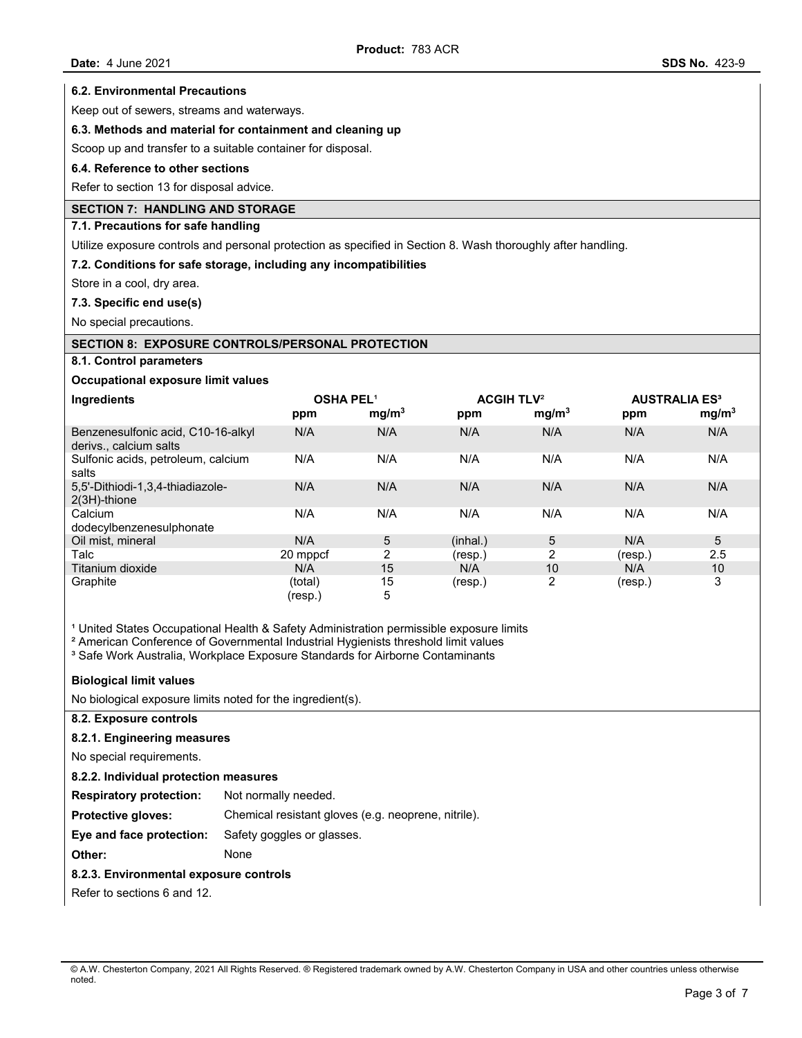### 6.2. Environmental Precautions

Keep out of sewers, streams and waterways.

### 6.3. Methods and material for containment and cleaning up

Scoop up and transfer to a suitable container for disposal.

### 6.4. Reference to other sections

Refer to section 13 for disposal advice.

## SECTION 7: HANDLING AND STORAGE

### 7.1. Precautions for safe handling

Utilize exposure controls and personal protection as specified in Section 8. Wash thoroughly after handling.

### 7.2. Conditions for safe storage, including any incompatibilities

Store in a cool, dry area.

### 7.3. Specific end use(s)

No special precautions.

## SECTION 8: EXPOSURE CONTROLS/PERSONAL PROTECTION

### 8.1. Control parameters

**Occupational exposure limit values**

| Ingredients | OSHA PEL[1] | | ACGIH TLV[2] | | AUSTRALIA ES[3] | |
|---|---|---|---|---|---|---|
| | ppm | $mg/m^3$ | ppm | $mg/m^3$ | ppm | $mg/m^3$ |
| Benzenesulfonic acid, C10-16-alkyl derivs., calcium salts | N/A | N/A | N/A | N/A | N/A | N/A |
| Sulfonic acids, petroleum, calcium salts | N/A | N/A | N/A | N/A | N/A | N/A |
| 5,5'-Dithiodi-1,3,4-thiadiazole-2(3H)-thione | N/A | N/A | N/A | N/A | N/A | N/A |
| Calcium dodecylbenzenesulphonate | N/A | N/A | N/A | N/A | N/A | N/A |
| Oil mist, mineral | N/A | 5 | (inhal.) | 5 | N/A | 5 |
| Talc | 20 mppcf | 2 | (resp.) | 2 | (resp.) | 2.5 |
| Titanium dioxide | N/A | 15 | N/A | 10 | N/A | 10 |
| Graphite | (total) (resp.) | 15 5 | (resp.) | 2 | (resp.) | 3 |

[1] United States Occupational Health & Safety Administration permissible exposure limits
[2] American Conference of Governmental Industrial Hygienists threshold limit values
[3] Safe Work Australia, Workplace Exposure Standards for Airborne Contaminants

**Biological limit values**

No biological exposure limits noted for the ingredient(s).

### 8.2. Exposure controls

#### 8.2.1. Engineering measures

No special requirements.

#### 8.2.2. Individual protection measures

**Respiratory protection:** Not normally needed.

**Protective gloves:** Chemical resistant gloves (e.g. neoprene, nitrile).

**Eye and face protection:** Safety goggles or glasses.

**Other:** None

#### 8.2.3. Environmental exposure controls

Refer to sections 6 and 12.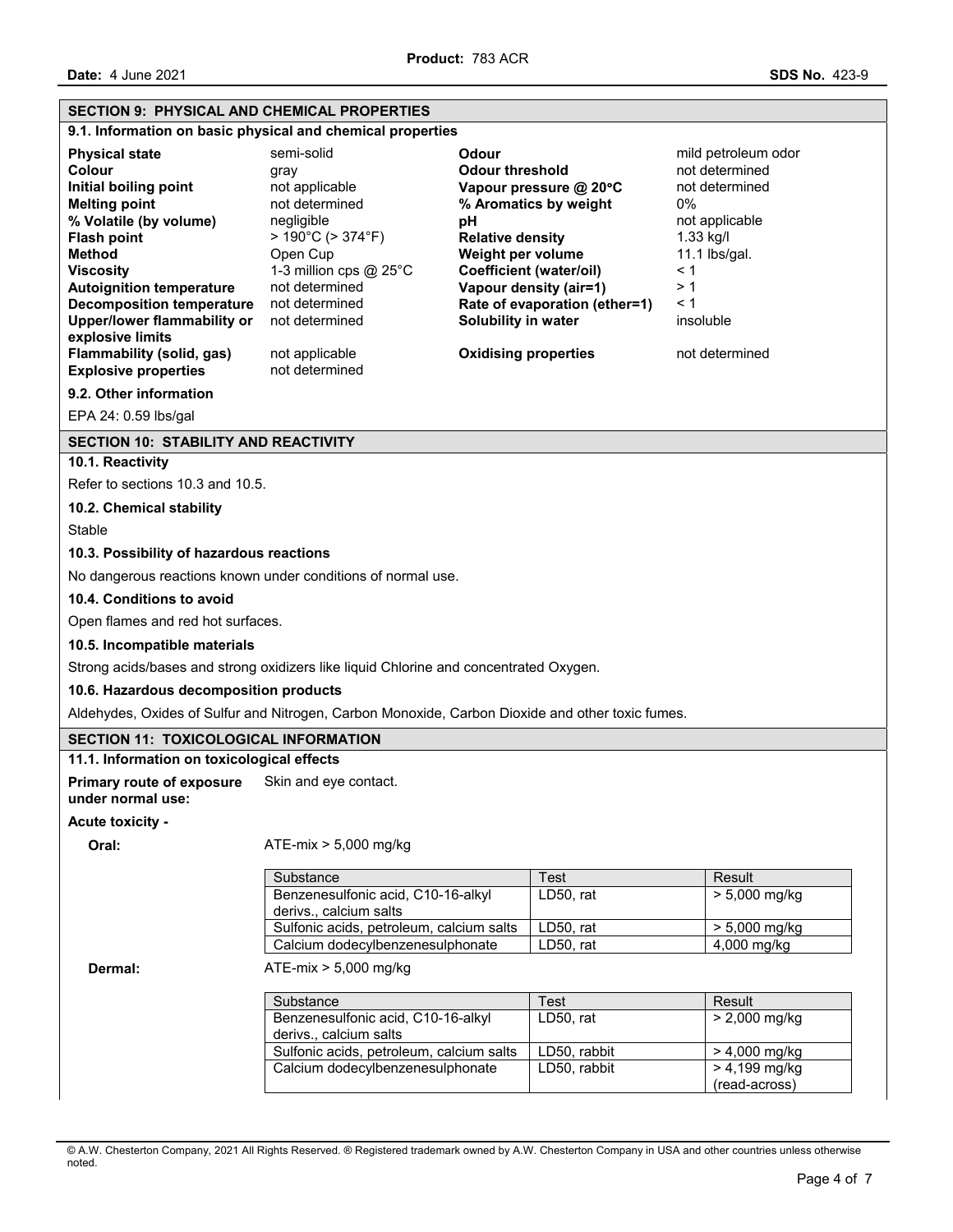## SECTION 9: PHYSICAL AND CHEMICAL PROPERTIES

### 9.1. Information on basic physical and chemical properties

| | | | |
|---|---|---|---|
| **Physical state** | semi-solid | **Odour** | mild petroleum odor |
| **Colour** | gray | **Odour threshold** | not determined |
| **Initial boiling point** | not applicable | **Vapour pressure @ 20°C** | not determined |
| **Melting point** | not determined | **% Aromatics by weight** | 0% |
| **% Volatile (by volume)** | negligible | **pH** | not applicable |
| **Flash point** | > 190°C (> 374°F) | **Relative density** | 1.33 kg/l |
| **Method** | Open Cup | **Weight per volume** | 11.1 lbs/gal. |
| **Viscosity** | 1-3 million cps @ 25°C | **Coefficient (water/oil)** | < 1 |
| **Autoignition temperature** | not determined | **Vapour density (air=1)** | > 1 |
| **Decomposition temperature** | not determined | **Rate of evaporation (ether=1)** | < 1 |
| **Upper/lower flammability or explosive limits** | not determined | **Solubility in water** | insoluble |
| **Flammability (solid, gas)** | not applicable | **Oxidising properties** | not determined |
| **Explosive properties** | not determined | | |

### 9.2. Other information

EPA 24: 0.59 lbs/gal

## SECTION 10: STABILITY AND REACTIVITY

### 10.1. Reactivity

Refer to sections 10.3 and 10.5.

### 10.2. Chemical stability

Stable

### 10.3. Possibility of hazardous reactions

No dangerous reactions known under conditions of normal use.

### 10.4. Conditions to avoid

Open flames and red hot surfaces.

### 10.5. Incompatible materials

Strong acids/bases and strong oxidizers like liquid Chlorine and concentrated Oxygen.

### 10.6. Hazardous decomposition products

Aldehydes, Oxides of Sulfur and Nitrogen, Carbon Monoxide, Carbon Dioxide and other toxic fumes.

## SECTION 11: TOXICOLOGICAL INFORMATION

### 11.1. Information on toxicological effects

**Primary route of exposure under normal use:** Skin and eye contact.

**Acute toxicity -**

**Oral:** ATE-mix > 5,000 mg/kg

| Substance | Test | Result |
|---|---|---|
| Benzenesulfonic acid, C10-16-alkyl derivs., calcium salts | LD50, rat | > 5,000 mg/kg |
| Sulfonic acids, petroleum, calcium salts | LD50, rat | > 5,000 mg/kg |
| Calcium dodecylbenzenesulphonate | LD50, rat | 4,000 mg/kg |

**Dermal:** ATE-mix > 5,000 mg/kg

| Substance | Test | Result |
|---|---|---|
| Benzenesulfonic acid, C10-16-alkyl derivs., calcium salts | LD50, rat | > 2,000 mg/kg |
| Sulfonic acids, petroleum, calcium salts | LD50, rabbit | > 4,000 mg/kg |
| Calcium dodecylbenzenesulphonate | LD50, rabbit | > 4,199 mg/kg (read-across) |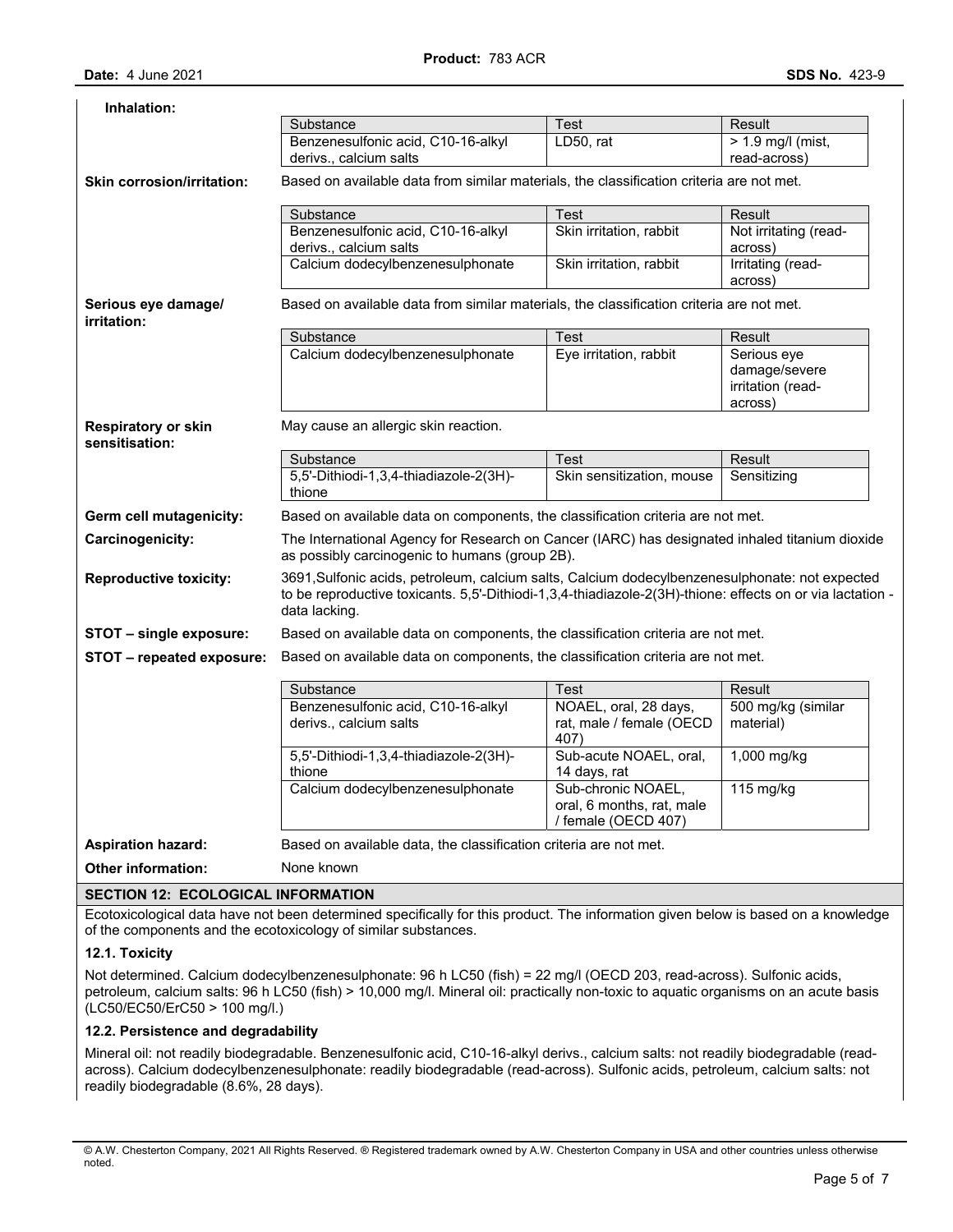**Inhalation:**

| Substance | Test | Result |
|---|---|---|
| Benzenesulfonic acid, C10-16-alkyl derivs., calcium salts | LD50, rat | > 1.9 mg/l (mist, read-across) |

**Skin corrosion/irritation:** Based on available data from similar materials, the classification criteria are not met.

| Substance | Test | Result |
|---|---|---|
| Benzenesulfonic acid, C10-16-alkyl derivs., calcium salts | Skin irritation, rabbit | Not irritating (read-across) |
| Calcium dodecylbenzenesulphonate | Skin irritation, rabbit | Irritating (read-across) |

**Serious eye damage/ irritation:** Based on available data from similar materials, the classification criteria are not met.

| Substance | Test | Result |
|---|---|---|
| Calcium dodecylbenzenesulphonate | Eye irritation, rabbit | Serious eye damage/severe irritation (read-across) |

**Respiratory or skin sensitisation:** May cause an allergic skin reaction.

| Substance | Test | Result |
|---|---|---|
| 5,5'-Dithiodi-1,3,4-thiadiazole-2(3H)-thione | Skin sensitization, mouse | Sensitizing |

**Germ cell mutagenicity:** Based on available data on components, the classification criteria are not met.

**Carcinogenicity:** The International Agency for Research on Cancer (IARC) has designated inhaled titanium dioxide as possibly carcinogenic to humans (group 2B).

**Reproductive toxicity:** 3691,Sulfonic acids, petroleum, calcium salts, Calcium dodecylbenzenesulphonate: not expected to be reproductive toxicants. 5,5'-Dithiodi-1,3,4-thiadiazole-2(3H)-thione: effects on or via lactation - data lacking.

**STOT – single exposure:** Based on available data on components, the classification criteria are not met.

**STOT – repeated exposure:** Based on available data on components, the classification criteria are not met.

| Substance | Test | Result |
|---|---|---|
| Benzenesulfonic acid, C10-16-alkyl derivs., calcium salts | NOAEL, oral, 28 days, rat, male / female (OECD 407) | 500 mg/kg (similar material) |
| 5,5'-Dithiodi-1,3,4-thiadiazole-2(3H)-thione | Sub-acute NOAEL, oral, 14 days, rat | 1,000 mg/kg |
| Calcium dodecylbenzenesulphonate | Sub-chronic NOAEL, oral, 6 months, rat, male / female (OECD 407) | 115 mg/kg |

**Aspiration hazard:** Based on available data, the classification criteria are not met.

**Other information:** None known

## SECTION 12: ECOLOGICAL INFORMATION

Ecotoxicological data have not been determined specifically for this product. The information given below is based on a knowledge of the components and the ecotoxicology of similar substances.

### 12.1. Toxicity

Not determined. Calcium dodecylbenzenesulphonate: 96 h LC50 (fish) = 22 mg/l (OECD 203, read-across). Sulfonic acids, petroleum, calcium salts: 96 h LC50 (fish) > 10,000 mg/l. Mineral oil: practically non-toxic to aquatic organisms on an acute basis (LC50/EC50/ErC50 > 100 mg/l.)

### 12.2. Persistence and degradability

Mineral oil: not readily biodegradable. Benzenesulfonic acid, C10-16-alkyl derivs., calcium salts: not readily biodegradable (read-across). Calcium dodecylbenzenesulphonate: readily biodegradable (read-across). Sulfonic acids, petroleum, calcium salts: not readily biodegradable (8.6%, 28 days).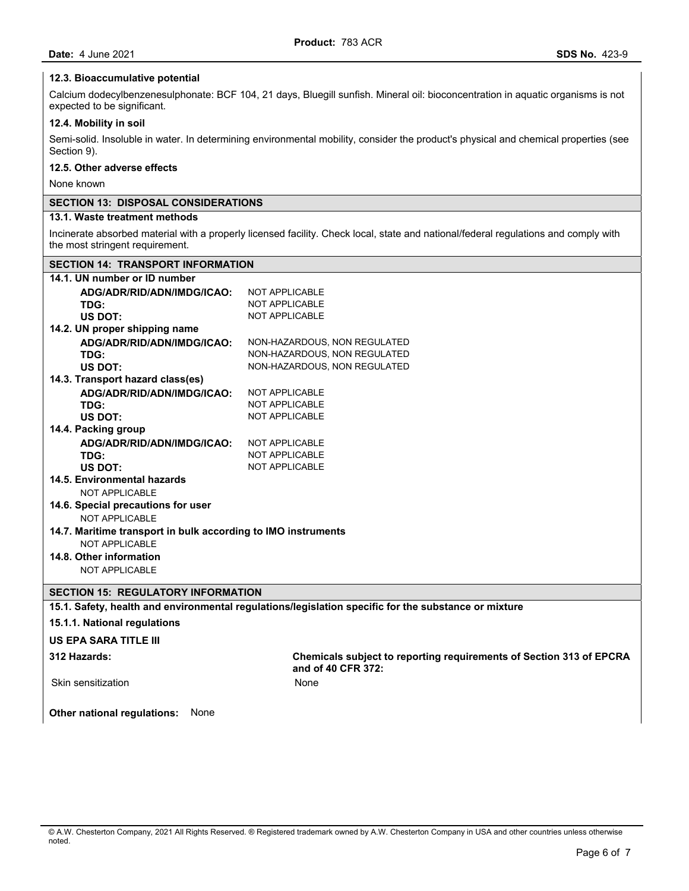### 12.3. Bioaccumulative potential

Calcium dodecylbenzenesulphonate: BCF 104, 21 days, Bluegill sunfish. Mineral oil: bioconcentration in aquatic organisms is not expected to be significant.

### 12.4. Mobility in soil

Semi-solid. Insoluble in water. In determining environmental mobility, consider the product's physical and chemical properties (see Section 9).

### 12.5. Other adverse effects

None known

## SECTION 13: DISPOSAL CONSIDERATIONS

### 13.1. Waste treatment methods

Incinerate absorbed material with a properly licensed facility. Check local, state and national/federal regulations and comply with the most stringent requirement.

## SECTION 14: TRANSPORT INFORMATION

### 14.1. UN number or ID number

| | |
|---|---|
| **ADG/ADR/RID/ADN/IMDG/ICAO:** | NOT APPLICABLE |
| **TDG:** | NOT APPLICABLE |
| **US DOT:** | NOT APPLICABLE |

### 14.2. UN proper shipping name

| | |
|---|---|
| **ADG/ADR/RID/ADN/IMDG/ICAO:** | NON-HAZARDOUS, NON REGULATED |
| **TDG:** | NON-HAZARDOUS, NON REGULATED |
| **US DOT:** | NON-HAZARDOUS, NON REGULATED |

### 14.3. Transport hazard class(es)

| | |
|---|---|
| **ADG/ADR/RID/ADN/IMDG/ICAO:** | NOT APPLICABLE |
| **TDG:** | NOT APPLICABLE |
| **US DOT:** | NOT APPLICABLE |

### 14.4. Packing group

| | |
|---|---|
| **ADG/ADR/RID/ADN/IMDG/ICAO:** | NOT APPLICABLE |
| **TDG:** | NOT APPLICABLE |
| **US DOT:** | NOT APPLICABLE |

### 14.5. Environmental hazards

NOT APPLICABLE

### 14.6. Special precautions for user

NOT APPLICABLE

### 14.7. Maritime transport in bulk according to IMO instruments

NOT APPLICABLE

### 14.8. Other information

NOT APPLICABLE

## SECTION 15: REGULATORY INFORMATION

### 15.1. Safety, health and environmental regulations/legislation specific for the substance or mixture

### 15.1.1. National regulations

**US EPA SARA TITLE III**

| **312 Hazards:** | **Chemicals subject to reporting requirements of Section 313 of EPCRA and of 40 CFR 372:** |
|---|---|
| Skin sensitization | None |

**Other national regulations:** None

© A.W. Chesterton Company, 2021 All Rights Reserved. ® Registered trademark owned by A.W. Chesterton Company in USA and other countries unless otherwise noted.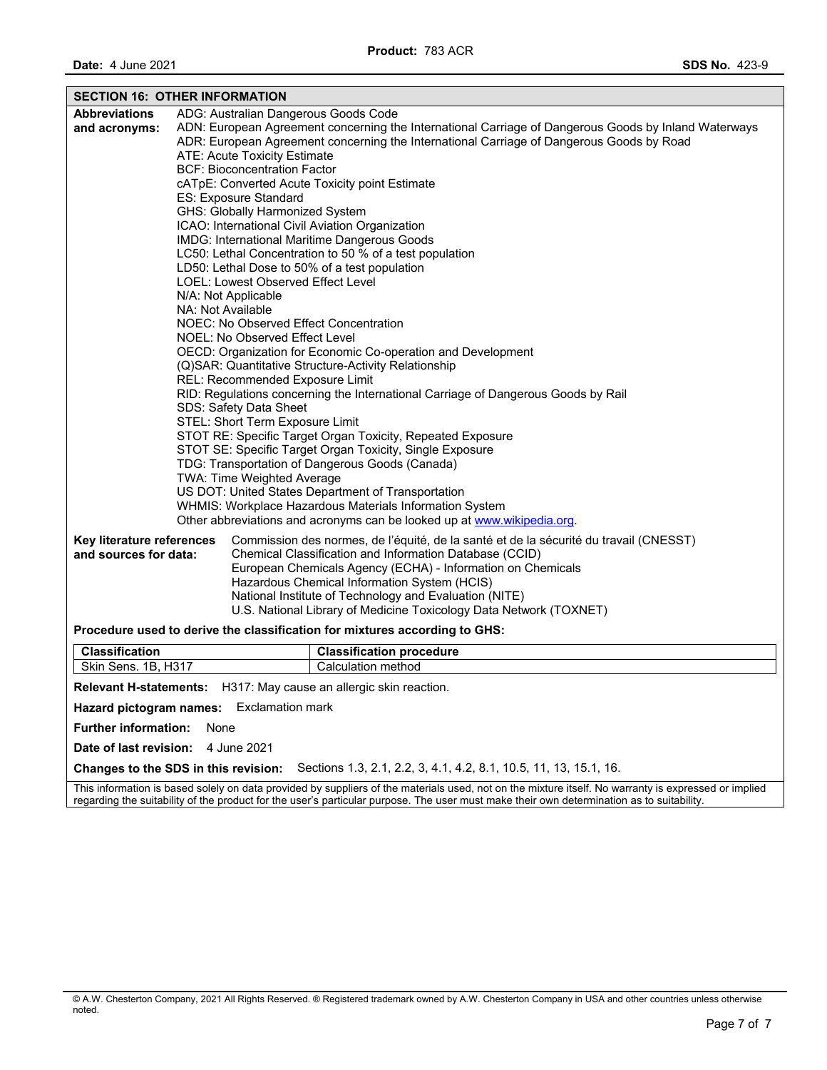## SECTION 16: OTHER INFORMATION

**Abbreviations and acronyms:**

ADG: Australian Dangerous Goods Code
ADN: European Agreement concerning the International Carriage of Dangerous Goods by Inland Waterways
ADR: European Agreement concerning the International Carriage of Dangerous Goods by Road
ATE: Acute Toxicity Estimate
BCF: Bioconcentration Factor
cATpE: Converted Acute Toxicity point Estimate
ES: Exposure Standard
GHS: Globally Harmonized System
ICAO: International Civil Aviation Organization
IMDG: International Maritime Dangerous Goods
LC50: Lethal Concentration to 50 % of a test population
LD50: Lethal Dose to 50% of a test population
LOEL: Lowest Observed Effect Level
N/A: Not Applicable
NA: Not Available
NOEC: No Observed Effect Concentration
NOEL: No Observed Effect Level
OECD: Organization for Economic Co-operation and Development
(Q)SAR: Quantitative Structure-Activity Relationship
REL: Recommended Exposure Limit
RID: Regulations concerning the International Carriage of Dangerous Goods by Rail
SDS: Safety Data Sheet
STEL: Short Term Exposure Limit
STOT RE: Specific Target Organ Toxicity, Repeated Exposure
STOT SE: Specific Target Organ Toxicity, Single Exposure
TDG: Transportation of Dangerous Goods (Canada)
TWA: Time Weighted Average
US DOT: United States Department of Transportation
WHMIS: Workplace Hazardous Materials Information System
Other abbreviations and acronyms can be looked up at www.wikipedia.org.

**Key literature references and sources for data:**

Commission des normes, de l'équité, de la santé et de la sécurité du travail (CNESST)
Chemical Classification and Information Database (CCID)
European Chemicals Agency (ECHA) - Information on Chemicals
Hazardous Chemical Information System (HCIS)
National Institute of Technology and Evaluation (NITE)
U.S. National Library of Medicine Toxicology Data Network (TOXNET)

**Procedure used to derive the classification for mixtures according to GHS:**

| Classification | Classification procedure |
|---|---|
| Skin Sens. 1B, H317 | Calculation method |

**Relevant H-statements:** H317: May cause an allergic skin reaction.

**Hazard pictogram names:** Exclamation mark

**Further information:** None

**Date of last revision:** 4 June 2021

**Changes to the SDS in this revision:** Sections 1.3, 2.1, 2.2, 3, 4.1, 4.2, 8.1, 10.5, 11, 13, 15.1, 16.

This information is based solely on data provided by suppliers of the materials used, not on the mixture itself. No warranty is expressed or implied regarding the suitability of the product for the user's particular purpose. The user must make their own determination as to suitability.